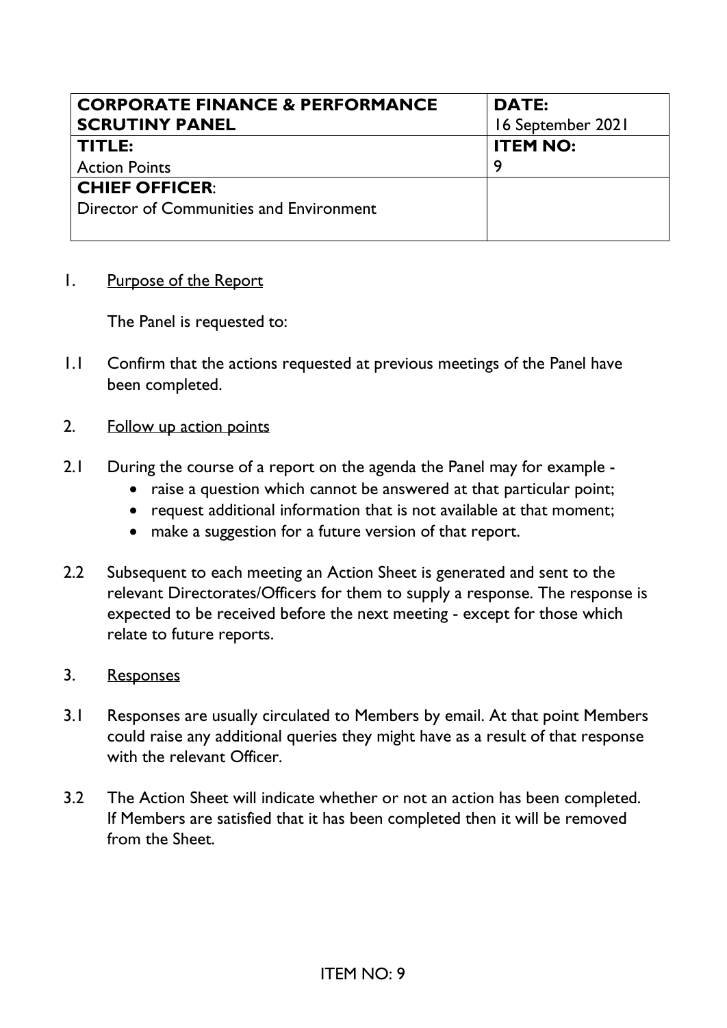| | |
|---|---|
| **CORPORATE FINANCE & PERFORMANCE SCRUTINY PANEL** | **DATE:** 16 September 2021 |
| **TITLE:** Action Points | **ITEM NO:** 9 |
| **CHIEF OFFICER:** Director of Communities and Environment | |

1. Purpose of the Report

   The Panel is requested to:

1.1 Confirm that the actions requested at previous meetings of the Panel have been completed.

2. Follow up action points

2.1 During the course of a report on the agenda the Panel may for example -

- raise a question which cannot be answered at that particular point;
- request additional information that is not available at that moment;
- make a suggestion for a future version of that report.

2.2 Subsequent to each meeting an Action Sheet is generated and sent to the relevant Directorates/Officers for them to supply a response. The response is expected to be received before the next meeting - except for those which relate to future reports.

3. Responses

3.1 Responses are usually circulated to Members by email. At that point Members could raise any additional queries they might have as a result of that response with the relevant Officer.

3.2 The Action Sheet will indicate whether or not an action has been completed. If Members are satisfied that it has been completed then it will be removed from the Sheet.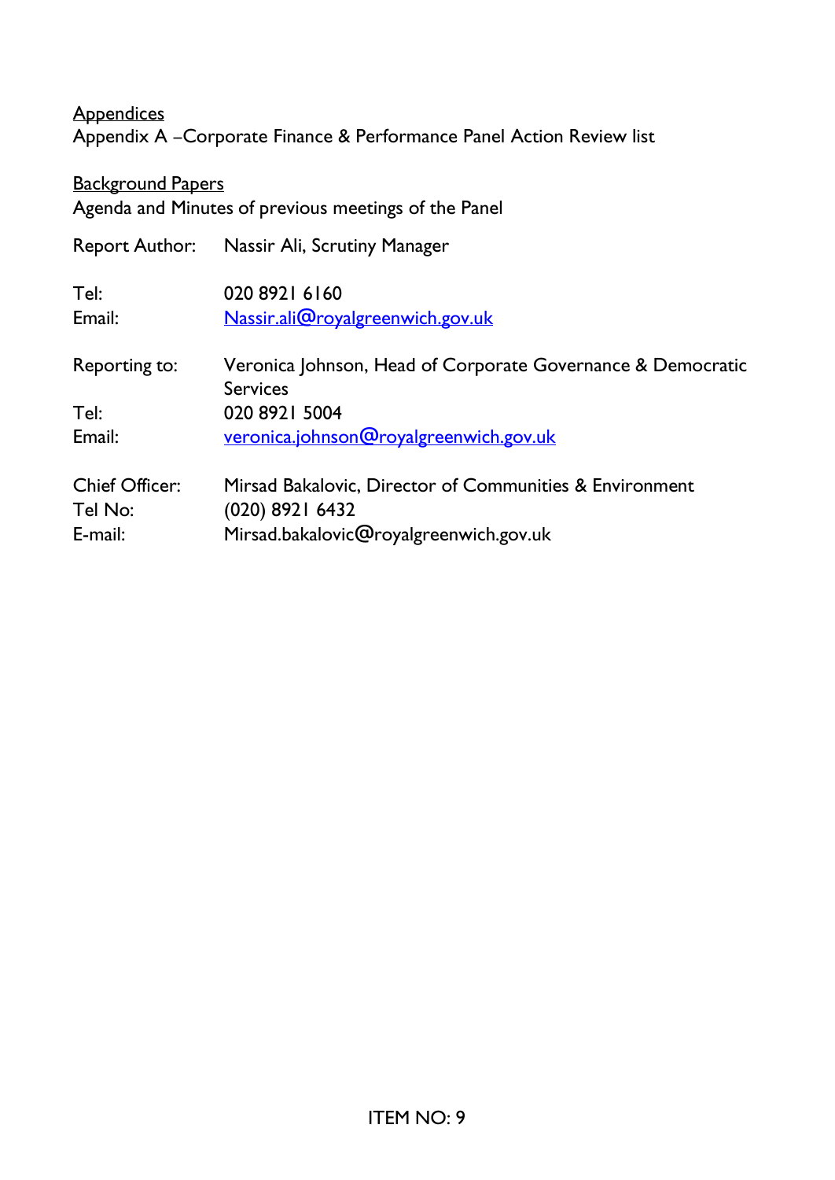Appendices

Appendix A –Corporate Finance & Performance Panel Action Review list

Background Papers

Agenda and Minutes of previous meetings of the Panel

| | |
|---|---|
| Report Author: | Nassir Ali, Scrutiny Manager |
| Tel: | 020 8921 6160 |
| Email: | Nassir.ali@royalgreenwich.gov.uk |
| Reporting to: | Veronica Johnson, Head of Corporate Governance & Democratic Services |
| Tel: | 020 8921 5004 |
| Email: | veronica.johnson@royalgreenwich.gov.uk |
| Chief Officer: | Mirsad Bakalovic, Director of Communities & Environment |
| Tel No: | (020) 8921 6432 |
| E-mail: | Mirsad.bakalovic@royalgreenwich.gov.uk |

ITEM NO: 9